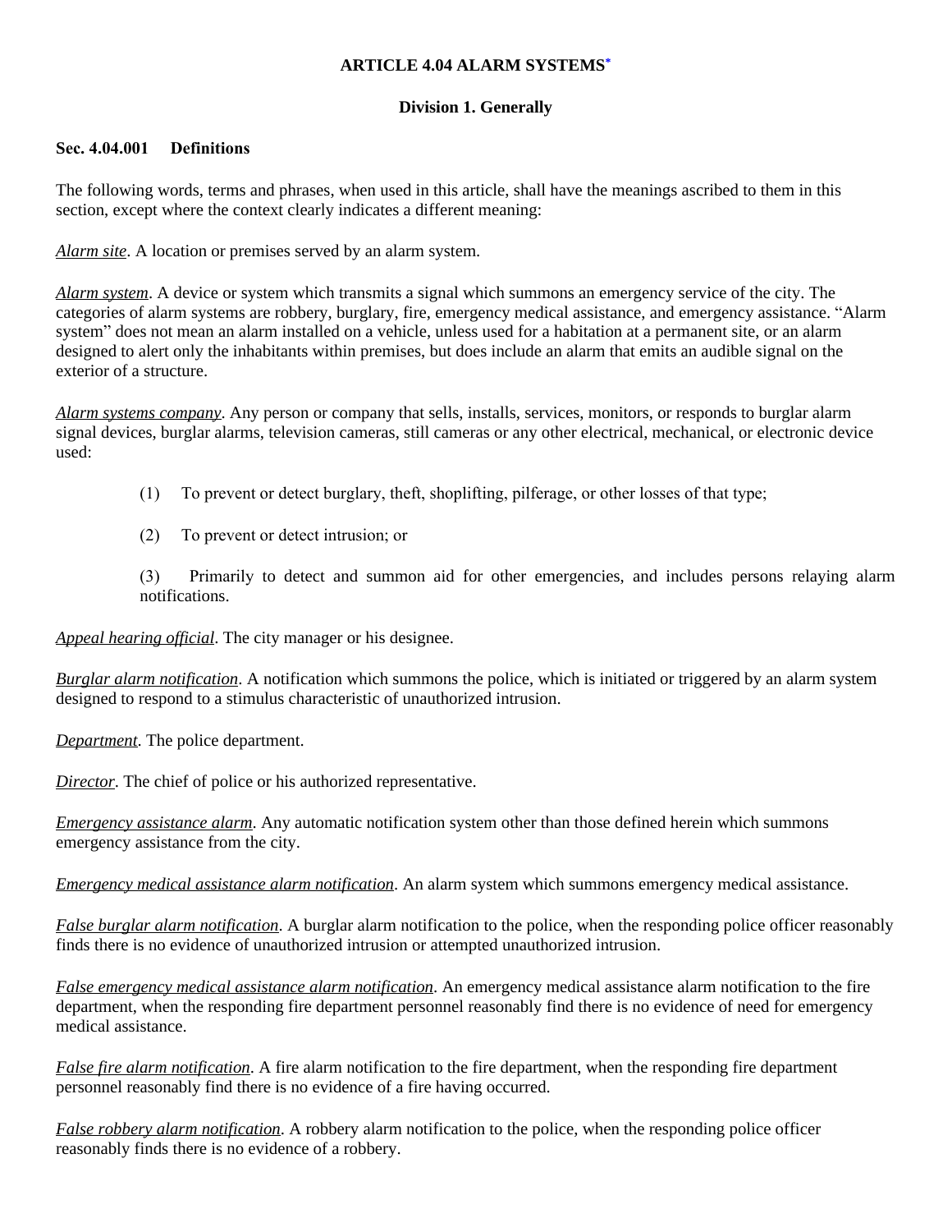# ARTICLE 4.04 ALARM SYSTEMS*

## Division 1. Generally

### Sec. 4.04.001 Definitions

The following words, terms and phrases, when used in this article, shall have the meanings ascribed to them in this section, except where the context clearly indicates a different meaning:

*Alarm site*. A location or premises served by an alarm system.

*Alarm system*. A device or system which transmits a signal which summons an emergency service of the city. The categories of alarm systems are robbery, burglary, fire, emergency medical assistance, and emergency assistance. "Alarm system" does not mean an alarm installed on a vehicle, unless used for a habitation at a permanent site, or an alarm designed to alert only the inhabitants within premises, but does include an alarm that emits an audible signal on the exterior of a structure.

*Alarm systems company*. Any person or company that sells, installs, services, monitors, or responds to burglar alarm signal devices, burglar alarms, television cameras, still cameras or any other electrical, mechanical, or electronic device used:

(1) To prevent or detect burglary, theft, shoplifting, pilferage, or other losses of that type;

(2) To prevent or detect intrusion; or

(3) Primarily to detect and summon aid for other emergencies, and includes persons relaying alarm notifications.

*Appeal hearing official*. The city manager or his designee.

*Burglar alarm notification*. A notification which summons the police, which is initiated or triggered by an alarm system designed to respond to a stimulus characteristic of unauthorized intrusion.

*Department*. The police department.

*Director*. The chief of police or his authorized representative.

*Emergency assistance alarm*. Any automatic notification system other than those defined herein which summons emergency assistance from the city.

*Emergency medical assistance alarm notification*. An alarm system which summons emergency medical assistance.

*False burglar alarm notification*. A burglar alarm notification to the police, when the responding police officer reasonably finds there is no evidence of unauthorized intrusion or attempted unauthorized intrusion.

*False emergency medical assistance alarm notification*. An emergency medical assistance alarm notification to the fire department, when the responding fire department personnel reasonably find there is no evidence of need for emergency medical assistance.

*False fire alarm notification*. A fire alarm notification to the fire department, when the responding fire department personnel reasonably find there is no evidence of a fire having occurred.

*False robbery alarm notification*. A robbery alarm notification to the police, when the responding police officer reasonably finds there is no evidence of a robbery.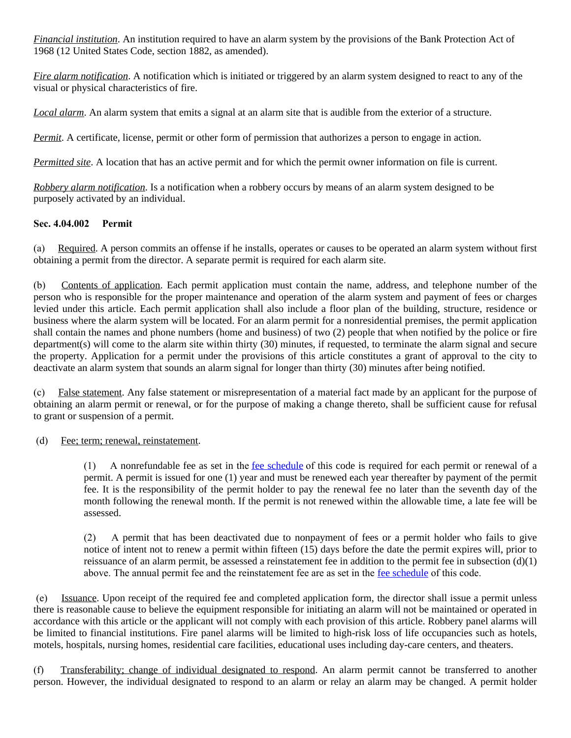*Financial institution*. An institution required to have an alarm system by the provisions of the Bank Protection Act of 1968 (12 United States Code, section 1882, as amended).

*Fire alarm notification*. A notification which is initiated or triggered by an alarm system designed to react to any of the visual or physical characteristics of fire.

*Local alarm*. An alarm system that emits a signal at an alarm site that is audible from the exterior of a structure.

*Permit*. A certificate, license, permit or other form of permission that authorizes a person to engage in action.

*Permitted site*. A location that has an active permit and for which the permit owner information on file is current.

*Robbery alarm notification*. Is a notification when a robbery occurs by means of an alarm system designed to be purposely activated by an individual.

**Sec. 4.04.002 Permit**

(a) Required. A person commits an offense if he installs, operates or causes to be operated an alarm system without first obtaining a permit from the director. A separate permit is required for each alarm site.

(b) Contents of application. Each permit application must contain the name, address, and telephone number of the person who is responsible for the proper maintenance and operation of the alarm system and payment of fees or charges levied under this article. Each permit application shall also include a floor plan of the building, structure, residence or business where the alarm system will be located. For an alarm permit for a nonresidential premises, the permit application shall contain the names and phone numbers (home and business) of two (2) people that when notified by the police or fire department(s) will come to the alarm site within thirty (30) minutes, if requested, to terminate the alarm signal and secure the property. Application for a permit under the provisions of this article constitutes a grant of approval to the city to deactivate an alarm system that sounds an alarm signal for longer than thirty (30) minutes after being notified.

(c) False statement. Any false statement or misrepresentation of a material fact made by an applicant for the purpose of obtaining an alarm permit or renewal, or for the purpose of making a change thereto, shall be sufficient cause for refusal to grant or suspension of a permit.

(d) Fee; term; renewal, reinstatement.

> (1) A nonrefundable fee as set in the fee schedule of this code is required for each permit or renewal of a permit. A permit is issued for one (1) year and must be renewed each year thereafter by payment of the permit fee. It is the responsibility of the permit holder to pay the renewal fee no later than the seventh day of the month following the renewal month. If the permit is not renewed within the allowable time, a late fee will be assessed.
>
> (2) A permit that has been deactivated due to nonpayment of fees or a permit holder who fails to give notice of intent not to renew a permit within fifteen (15) days before the date the permit expires will, prior to reissuance of an alarm permit, be assessed a reinstatement fee in addition to the permit fee in subsection (d)(1) above. The annual permit fee and the reinstatement fee are as set in the fee schedule of this code.

(e) Issuance. Upon receipt of the required fee and completed application form, the director shall issue a permit unless there is reasonable cause to believe the equipment responsible for initiating an alarm will not be maintained or operated in accordance with this article or the applicant will not comply with each provision of this article. Robbery panel alarms will be limited to financial institutions. Fire panel alarms will be limited to high-risk loss of life occupancies such as hotels, motels, hospitals, nursing homes, residential care facilities, educational uses including day-care centers, and theaters.

(f) Transferability; change of individual designated to respond. An alarm permit cannot be transferred to another person. However, the individual designated to respond to an alarm or relay an alarm may be changed. A permit holder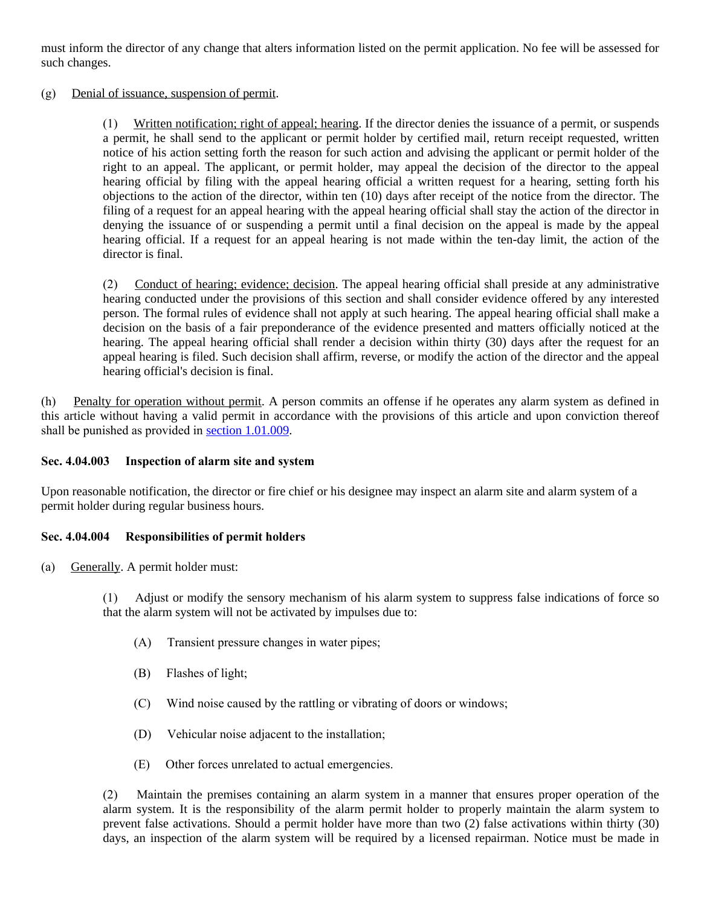must inform the director of any change that alters information listed on the permit application. No fee will be assessed for such changes.

(g) Denial of issuance, suspension of permit.

(1) Written notification; right of appeal; hearing. If the director denies the issuance of a permit, or suspends a permit, he shall send to the applicant or permit holder by certified mail, return receipt requested, written notice of his action setting forth the reason for such action and advising the applicant or permit holder of the right to an appeal. The applicant, or permit holder, may appeal the decision of the director to the appeal hearing official by filing with the appeal hearing official a written request for a hearing, setting forth his objections to the action of the director, within ten (10) days after receipt of the notice from the director. The filing of a request for an appeal hearing with the appeal hearing official shall stay the action of the director in denying the issuance of or suspending a permit until a final decision on the appeal is made by the appeal hearing official. If a request for an appeal hearing is not made within the ten-day limit, the action of the director is final.

(2) Conduct of hearing; evidence; decision. The appeal hearing official shall preside at any administrative hearing conducted under the provisions of this section and shall consider evidence offered by any interested person. The formal rules of evidence shall not apply at such hearing. The appeal hearing official shall make a decision on the basis of a fair preponderance of the evidence presented and matters officially noticed at the hearing. The appeal hearing official shall render a decision within thirty (30) days after the request for an appeal hearing is filed. Such decision shall affirm, reverse, or modify the action of the director and the appeal hearing official's decision is final.

(h) Penalty for operation without permit. A person commits an offense if he operates any alarm system as defined in this article without having a valid permit in accordance with the provisions of this article and upon conviction thereof shall be punished as provided in section 1.01.009.

**Sec. 4.04.003 Inspection of alarm site and system**

Upon reasonable notification, the director or fire chief or his designee may inspect an alarm site and alarm system of a permit holder during regular business hours.

**Sec. 4.04.004 Responsibilities of permit holders**

(a) Generally. A permit holder must:

(1) Adjust or modify the sensory mechanism of his alarm system to suppress false indications of force so that the alarm system will not be activated by impulses due to:

(A) Transient pressure changes in water pipes;

(B) Flashes of light;

(C) Wind noise caused by the rattling or vibrating of doors or windows;

(D) Vehicular noise adjacent to the installation;

(E) Other forces unrelated to actual emergencies.

(2) Maintain the premises containing an alarm system in a manner that ensures proper operation of the alarm system. It is the responsibility of the alarm permit holder to properly maintain the alarm system to prevent false activations. Should a permit holder have more than two (2) false activations within thirty (30) days, an inspection of the alarm system will be required by a licensed repairman. Notice must be made in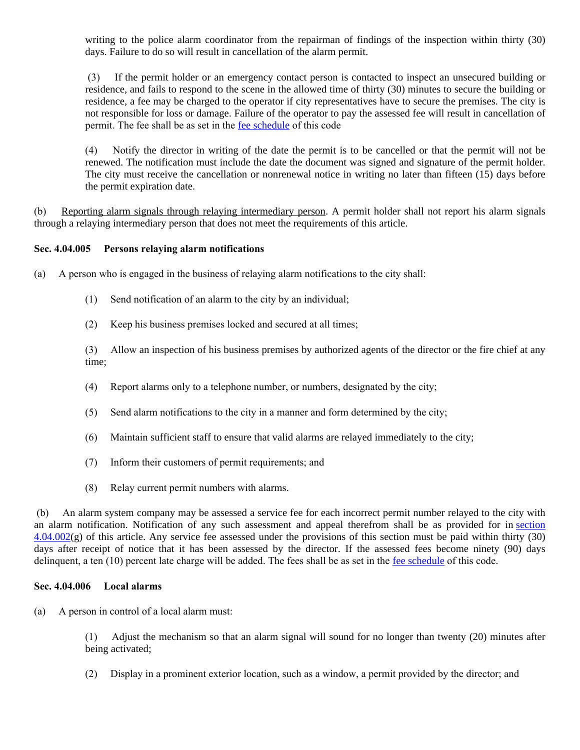writing to the police alarm coordinator from the repairman of findings of the inspection within thirty (30) days. Failure to do so will result in cancellation of the alarm permit.

(3) If the permit holder or an emergency contact person is contacted to inspect an unsecured building or residence, and fails to respond to the scene in the allowed time of thirty (30) minutes to secure the building or residence, a fee may be charged to the operator if city representatives have to secure the premises. The city is not responsible for loss or damage. Failure of the operator to pay the assessed fee will result in cancellation of permit. The fee shall be as set in the fee schedule of this code

(4) Notify the director in writing of the date the permit is to be cancelled or that the permit will not be renewed. The notification must include the date the document was signed and signature of the permit holder. The city must receive the cancellation or nonrenewal notice in writing no later than fifteen (15) days before the permit expiration date.

(b) Reporting alarm signals through relaying intermediary person. A permit holder shall not report his alarm signals through a relaying intermediary person that does not meet the requirements of this article.

**Sec. 4.04.005 Persons relaying alarm notifications**

(a) A person who is engaged in the business of relaying alarm notifications to the city shall:

(1) Send notification of an alarm to the city by an individual;

(2) Keep his business premises locked and secured at all times;

(3) Allow an inspection of his business premises by authorized agents of the director or the fire chief at any time;

(4) Report alarms only to a telephone number, or numbers, designated by the city;

(5) Send alarm notifications to the city in a manner and form determined by the city;

(6) Maintain sufficient staff to ensure that valid alarms are relayed immediately to the city;

(7) Inform their customers of permit requirements; and

(8) Relay current permit numbers with alarms.

(b) An alarm system company may be assessed a service fee for each incorrect permit number relayed to the city with an alarm notification. Notification of any such assessment and appeal therefrom shall be as provided for in section 4.04.002(g) of this article. Any service fee assessed under the provisions of this section must be paid within thirty (30) days after receipt of notice that it has been assessed by the director. If the assessed fees become ninety (90) days delinquent, a ten (10) percent late charge will be added. The fees shall be as set in the fee schedule of this code.

**Sec. 4.04.006 Local alarms**

(a) A person in control of a local alarm must:

(1) Adjust the mechanism so that an alarm signal will sound for no longer than twenty (20) minutes after being activated;

(2) Display in a prominent exterior location, such as a window, a permit provided by the director; and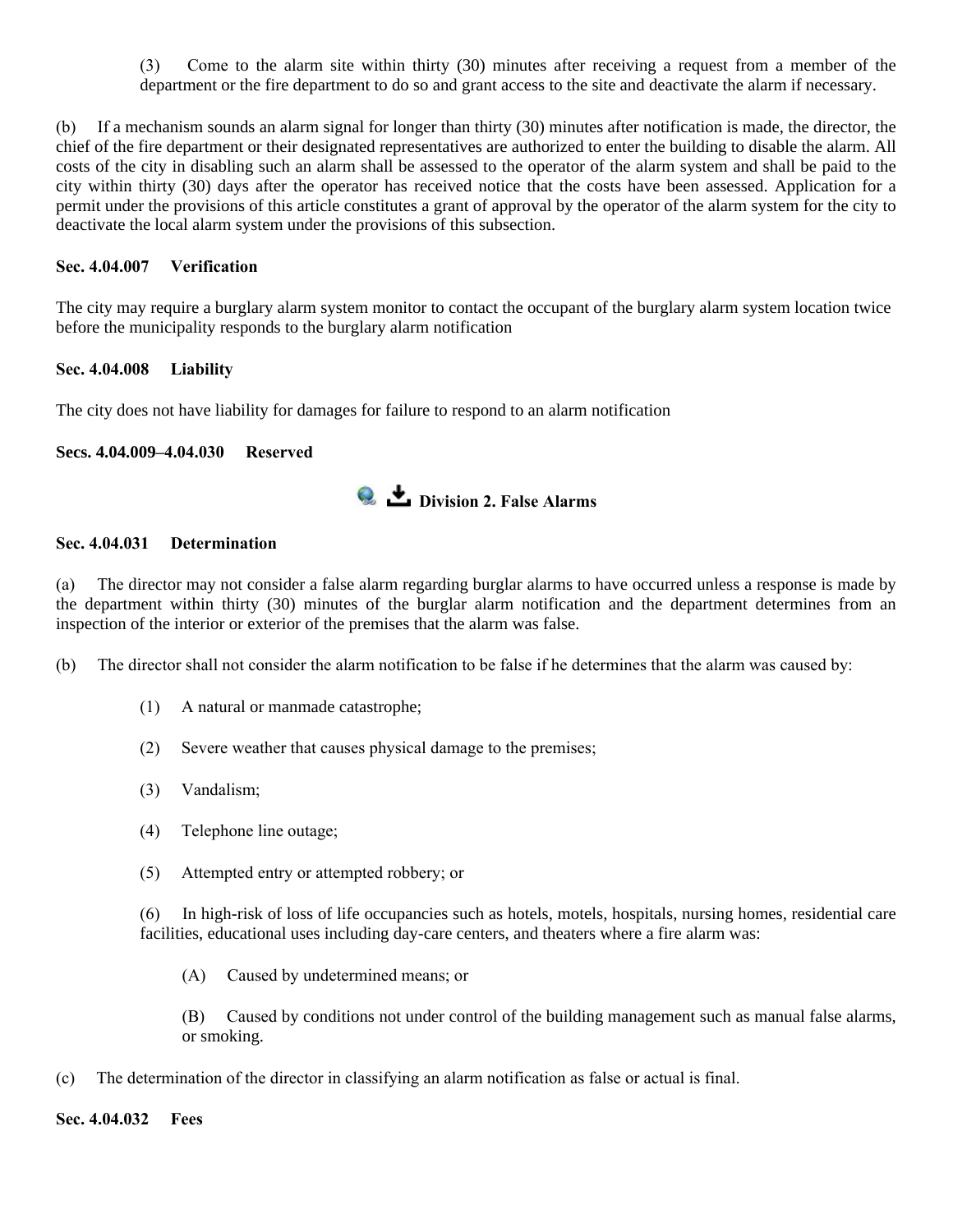(3) Come to the alarm site within thirty (30) minutes after receiving a request from a member of the department or the fire department to do so and grant access to the site and deactivate the alarm if necessary.

(b) If a mechanism sounds an alarm signal for longer than thirty (30) minutes after notification is made, the director, the chief of the fire department or their designated representatives are authorized to enter the building to disable the alarm. All costs of the city in disabling such an alarm shall be assessed to the operator of the alarm system and shall be paid to the city within thirty (30) days after the operator has received notice that the costs have been assessed. Application for a permit under the provisions of this article constitutes a grant of approval by the operator of the alarm system for the city to deactivate the local alarm system under the provisions of this subsection.

**Sec. 4.04.007 Verification**

The city may require a burglary alarm system monitor to contact the occupant of the burglary alarm system location twice before the municipality responds to the burglary alarm notification

**Sec. 4.04.008 Liability**

The city does not have liability for damages for failure to respond to an alarm notification

**Secs. 4.04.009–4.04.030 Reserved**

## Division 2. False Alarms

**Sec. 4.04.031 Determination**

(a) The director may not consider a false alarm regarding burglar alarms to have occurred unless a response is made by the department within thirty (30) minutes of the burglar alarm notification and the department determines from an inspection of the interior or exterior of the premises that the alarm was false.

(b) The director shall not consider the alarm notification to be false if he determines that the alarm was caused by:

(1) A natural or manmade catastrophe;

(2) Severe weather that causes physical damage to the premises;

(3) Vandalism;

(4) Telephone line outage;

(5) Attempted entry or attempted robbery; or

(6) In high-risk of loss of life occupancies such as hotels, motels, hospitals, nursing homes, residential care facilities, educational uses including day-care centers, and theaters where a fire alarm was:

(A) Caused by undetermined means; or

(B) Caused by conditions not under control of the building management such as manual false alarms, or smoking.

(c) The determination of the director in classifying an alarm notification as false or actual is final.

**Sec. 4.04.032 Fees**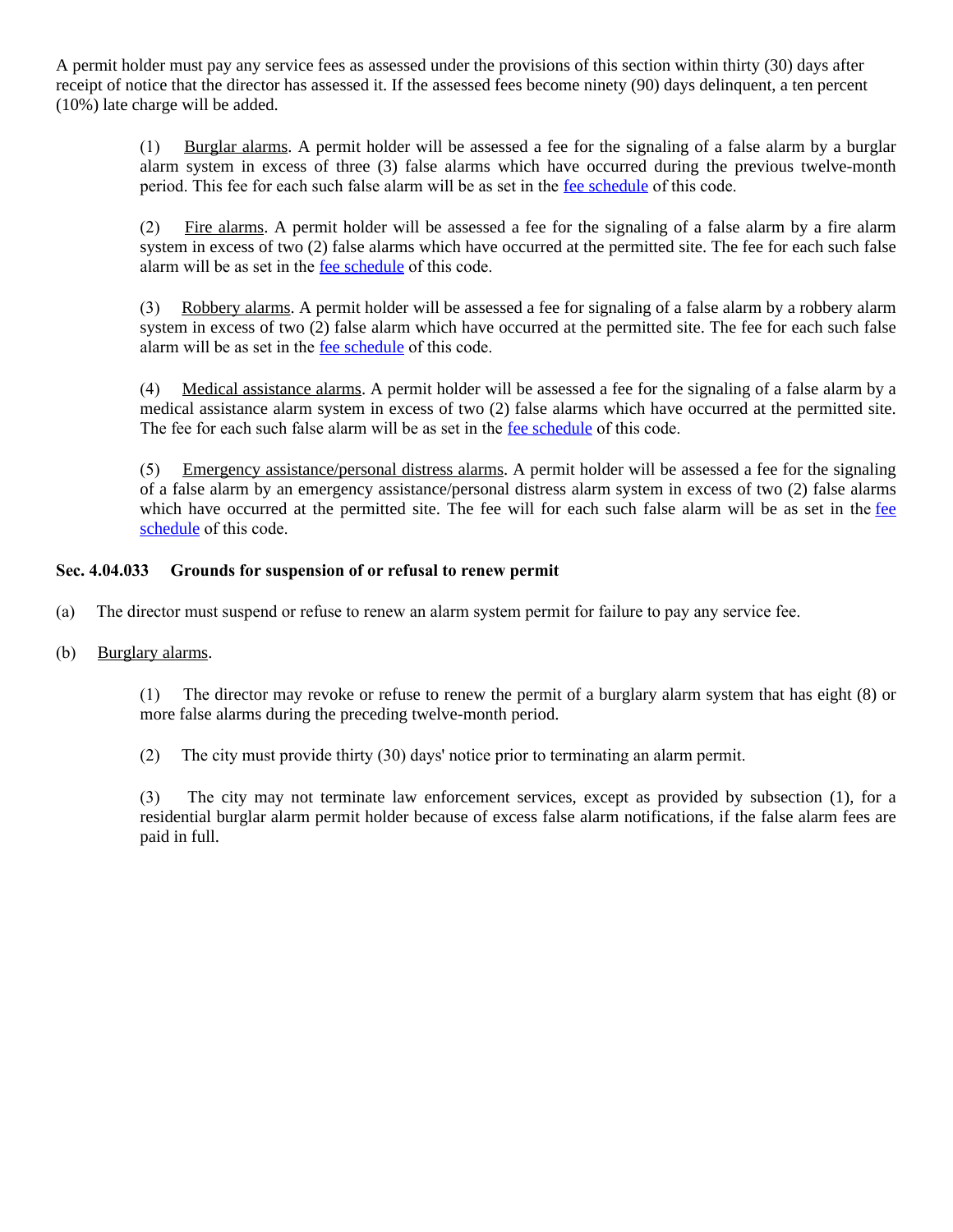A permit holder must pay any service fees as assessed under the provisions of this section within thirty (30) days after receipt of notice that the director has assessed it. If the assessed fees become ninety (90) days delinquent, a ten percent (10%) late charge will be added.

(1) Burglar alarms. A permit holder will be assessed a fee for the signaling of a false alarm by a burglar alarm system in excess of three (3) false alarms which have occurred during the previous twelve-month period. This fee for each such false alarm will be as set in the fee schedule of this code.

(2) Fire alarms. A permit holder will be assessed a fee for the signaling of a false alarm by a fire alarm system in excess of two (2) false alarms which have occurred at the permitted site. The fee for each such false alarm will be as set in the fee schedule of this code.

(3) Robbery alarms. A permit holder will be assessed a fee for signaling of a false alarm by a robbery alarm system in excess of two (2) false alarm which have occurred at the permitted site. The fee for each such false alarm will be as set in the fee schedule of this code.

(4) Medical assistance alarms. A permit holder will be assessed a fee for the signaling of a false alarm by a medical assistance alarm system in excess of two (2) false alarms which have occurred at the permitted site. The fee for each such false alarm will be as set in the fee schedule of this code.

(5) Emergency assistance/personal distress alarms. A permit holder will be assessed a fee for the signaling of a false alarm by an emergency assistance/personal distress alarm system in excess of two (2) false alarms which have occurred at the permitted site. The fee will for each such false alarm will be as set in the fee schedule of this code.

**Sec. 4.04.033 Grounds for suspension of or refusal to renew permit**

(a) The director must suspend or refuse to renew an alarm system permit for failure to pay any service fee.

(b) Burglary alarms.

(1) The director may revoke or refuse to renew the permit of a burglary alarm system that has eight (8) or more false alarms during the preceding twelve-month period.

(2) The city must provide thirty (30) days' notice prior to terminating an alarm permit.

(3) The city may not terminate law enforcement services, except as provided by subsection (1), for a residential burglar alarm permit holder because of excess false alarm notifications, if the false alarm fees are paid in full.